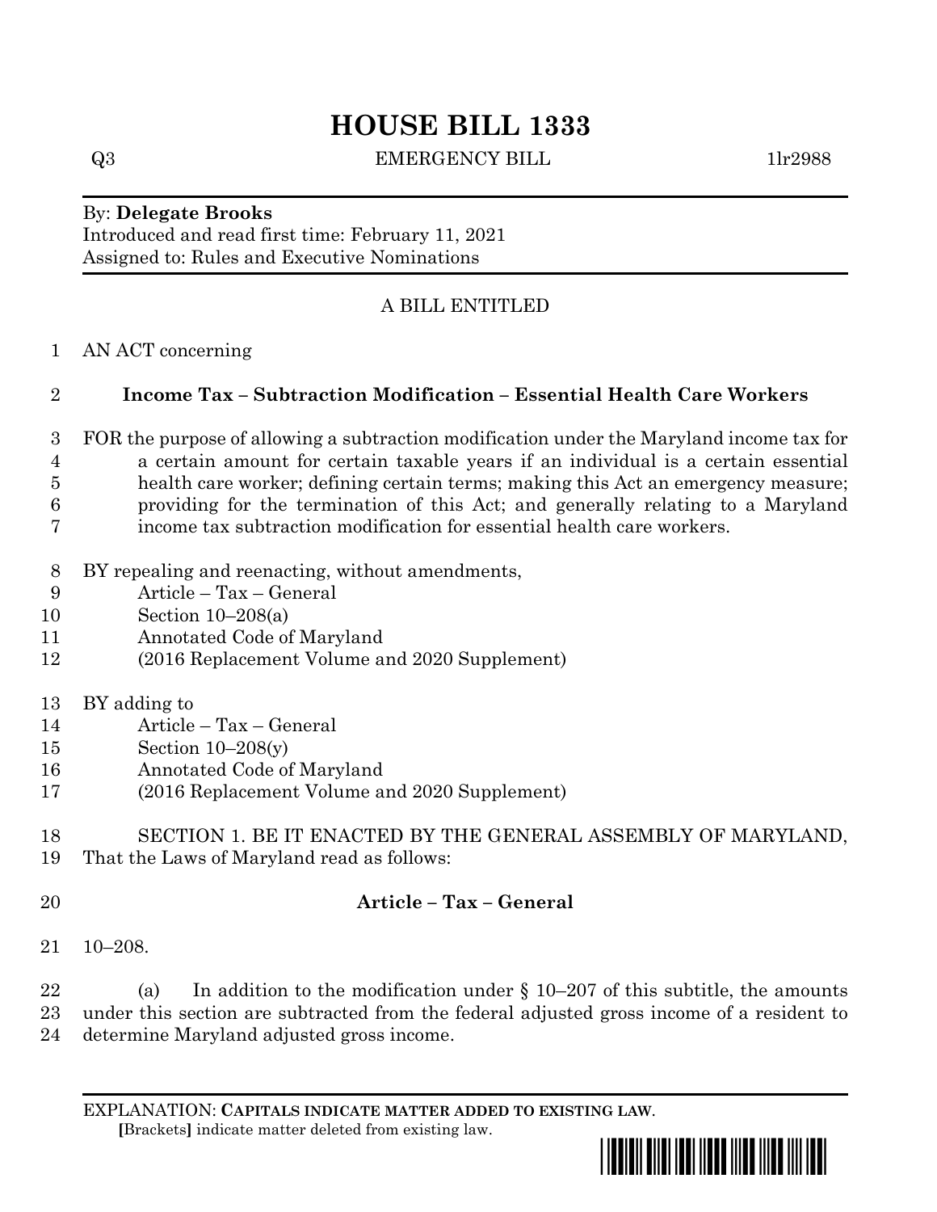# HOUSE BILL 1333

Q3 EMERGENCY BILL 1lr2988

By: **Delegate Brooks**
Introduced and read first time: February 11, 2021
Assigned to: Rules and Executive Nominations

A BILL ENTITLED

AN ACT concerning

**Income Tax – Subtraction Modification – Essential Health Care Workers**

FOR the purpose of allowing a subtraction modification under the Maryland income tax for a certain amount for certain taxable years if an individual is a certain essential health care worker; defining certain terms; making this Act an emergency measure; providing for the termination of this Act; and generally relating to a Maryland income tax subtraction modification for essential health care workers.

BY repealing and reenacting, without amendments,
Article – Tax – General
Section 10–208(a)
Annotated Code of Maryland
(2016 Replacement Volume and 2020 Supplement)

BY adding to
Article – Tax – General
Section 10–208(y)
Annotated Code of Maryland
(2016 Replacement Volume and 2020 Supplement)

SECTION 1. BE IT ENACTED BY THE GENERAL ASSEMBLY OF MARYLAND, That the Laws of Maryland read as follows:

**Article – Tax – General**

10–208.

(a) In addition to the modification under § 10–207 of this subtitle, the amounts under this section are subtracted from the federal adjusted gross income of a resident to determine Maryland adjusted gross income.

EXPLANATION: **CAPITALS INDICATE MATTER ADDED TO EXISTING LAW.**
**[**Brackets**]** indicate matter deleted from existing law.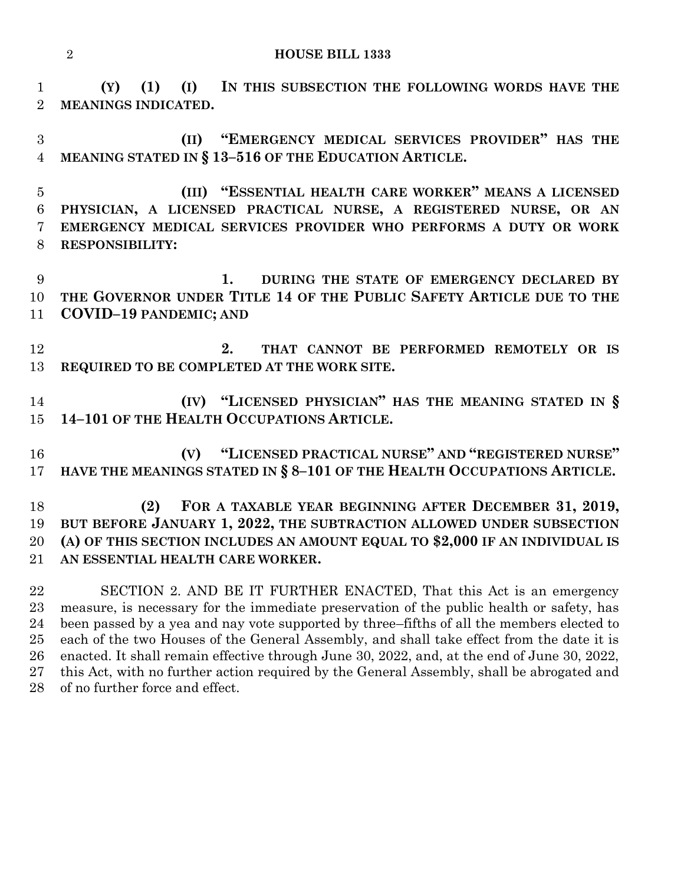**(Y) (1) (I) IN THIS SUBSECTION THE FOLLOWING WORDS HAVE THE MEANINGS INDICATED.**

**(II) "EMERGENCY MEDICAL SERVICES PROVIDER" HAS THE MEANING STATED IN § 13–516 OF THE EDUCATION ARTICLE.**

**(III) "ESSENTIAL HEALTH CARE WORKER" MEANS A LICENSED PHYSICIAN, A LICENSED PRACTICAL NURSE, A REGISTERED NURSE, OR AN EMERGENCY MEDICAL SERVICES PROVIDER WHO PERFORMS A DUTY OR WORK RESPONSIBILITY:**

**1. DURING THE STATE OF EMERGENCY DECLARED BY THE GOVERNOR UNDER TITLE 14 OF THE PUBLIC SAFETY ARTICLE DUE TO THE COVID–19 PANDEMIC; AND**

**2. THAT CANNOT BE PERFORMED REMOTELY OR IS REQUIRED TO BE COMPLETED AT THE WORK SITE.**

**(IV) "LICENSED PHYSICIAN" HAS THE MEANING STATED IN § 14–101 OF THE HEALTH OCCUPATIONS ARTICLE.**

**(V) "LICENSED PRACTICAL NURSE" AND "REGISTERED NURSE" HAVE THE MEANINGS STATED IN § 8–101 OF THE HEALTH OCCUPATIONS ARTICLE.**

**(2) FOR A TAXABLE YEAR BEGINNING AFTER DECEMBER 31, 2019, BUT BEFORE JANUARY 1, 2022, THE SUBTRACTION ALLOWED UNDER SUBSECTION (A) OF THIS SECTION INCLUDES AN AMOUNT EQUAL TO $2,000 IF AN INDIVIDUAL IS AN ESSENTIAL HEALTH CARE WORKER.**

SECTION 2. AND BE IT FURTHER ENACTED, That this Act is an emergency measure, is necessary for the immediate preservation of the public health or safety, has been passed by a yea and nay vote supported by three–fifths of all the members elected to each of the two Houses of the General Assembly, and shall take effect from the date it is enacted. It shall remain effective through June 30, 2022, and, at the end of June 30, 2022, this Act, with no further action required by the General Assembly, shall be abrogated and of no further force and effect.